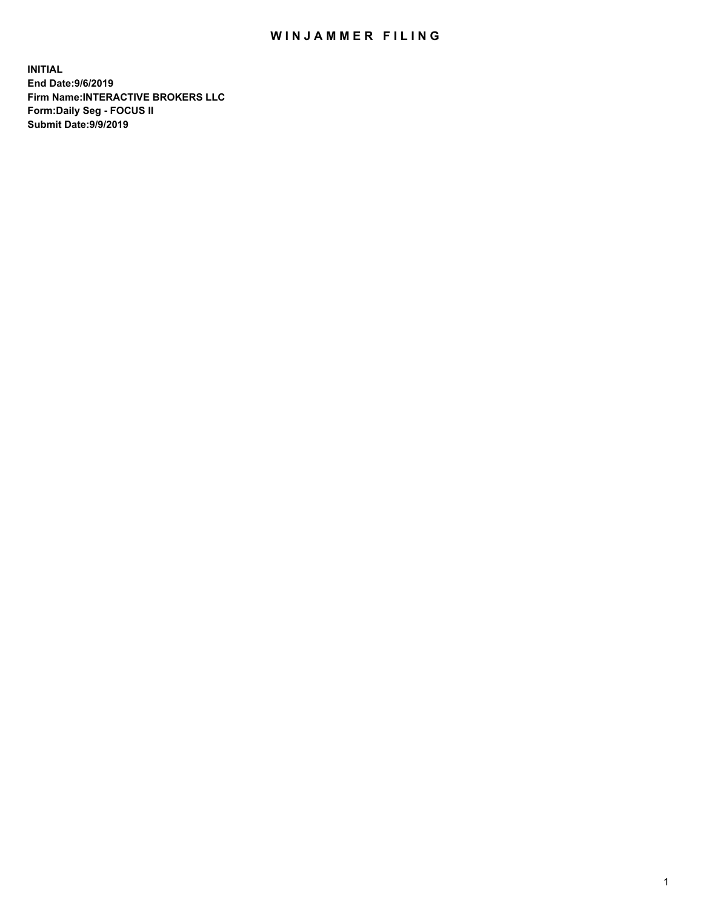# WINJAMMER FILING

**INITIAL**
**End Date:9/6/2019**
**Firm Name:INTERACTIVE BROKERS LLC**
**Form:Daily Seg - FOCUS II**
**Submit Date:9/9/2019**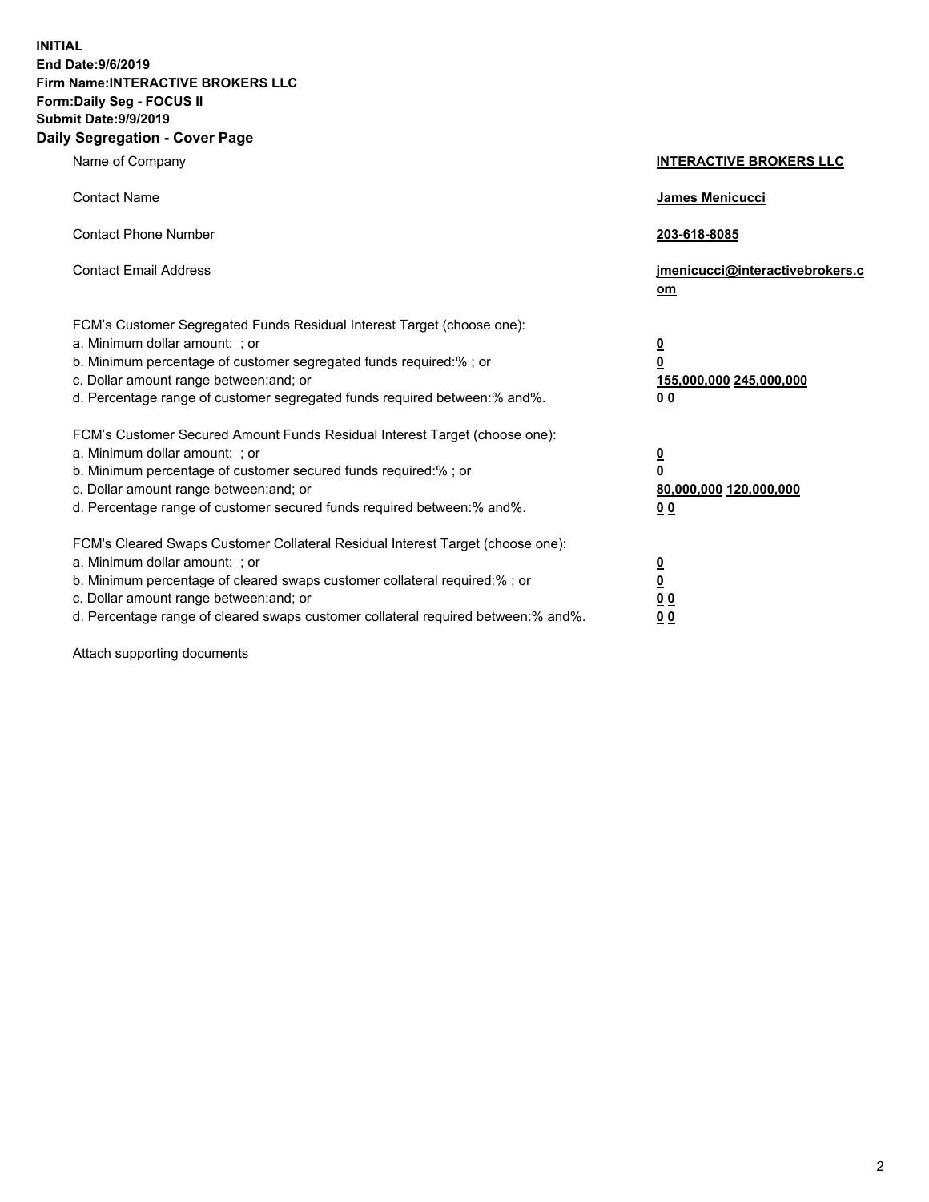**INITIAL**
**End Date:9/6/2019**
**Firm Name:INTERACTIVE BROKERS LLC**
**Form:Daily Seg - FOCUS II**
**Submit Date:9/9/2019**
**Daily Segregation - Cover Page**

| | |
|---|---|
| Name of Company | **INTERACTIVE BROKERS LLC** |
| Contact Name | **James Menicucci** |
| Contact Phone Number | **203-618-8085** |
| Contact Email Address | **jmenicucci@interactivebrokers.com** |
| FCM's Customer Segregated Funds Residual Interest Target (choose one): | |
| a. Minimum dollar amount: ; or | **0** |
| b. Minimum percentage of customer segregated funds required:% ; or | **0** |
| c. Dollar amount range between:and; or | **155,000,000 245,000,000** |
| d. Percentage range of customer segregated funds required between:% and%. | **0 0** |
| FCM's Customer Secured Amount Funds Residual Interest Target (choose one): | |
| a. Minimum dollar amount: ; or | **0** |
| b. Minimum percentage of customer secured funds required:% ; or | **0** |
| c. Dollar amount range between:and; or | **80,000,000 120,000,000** |
| d. Percentage range of customer secured funds required between:% and%. | **0 0** |
| FCM's Cleared Swaps Customer Collateral Residual Interest Target (choose one): | |
| a. Minimum dollar amount: ; or | **0** |
| b. Minimum percentage of cleared swaps customer collateral required:% ; or | **0** |
| c. Dollar amount range between:and; or | **0 0** |
| d. Percentage range of cleared swaps customer collateral required between:% and%. | **0 0** |

Attach supporting documents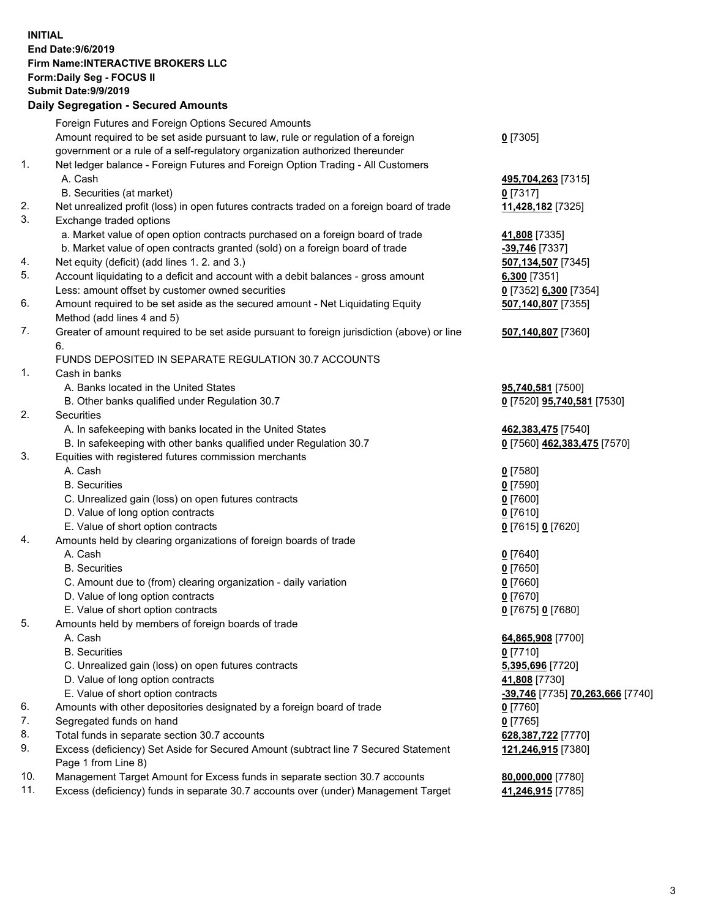**INITIAL**
**End Date:9/6/2019**
**Firm Name:INTERACTIVE BROKERS LLC**
**Form:Daily Seg - FOCUS II**
**Submit Date:9/9/2019**

## Daily Segregation - Secured Amounts

| | | |
|---|---|---|
| | Foreign Futures and Foreign Options Secured Amounts | |
| | Amount required to be set aside pursuant to law, rule or regulation of a foreign government or a rule of a self-regulatory organization authorized thereunder | **0** [7305] |
| 1. | Net ledger balance - Foreign Futures and Foreign Option Trading - All Customers | |
| | A. Cash | **495,704,263** [7315] |
| | B. Securities (at market) | **0** [7317] |
| 2. | Net unrealized profit (loss) in open futures contracts traded on a foreign board of trade | **11,428,182** [7325] |
| 3. | Exchange traded options | |
| | a. Market value of open option contracts purchased on a foreign board of trade | **41,808** [7335] |
| | b. Market value of open contracts granted (sold) on a foreign board of trade | **-39,746** [7337] |
| 4. | Net equity (deficit) (add lines 1. 2. and 3.) | **507,134,507** [7345] |
| 5. | Account liquidating to a deficit and account with a debit balances - gross amount | **6,300** [7351] |
| | Less: amount offset by customer owned securities | **0** [7352] **6,300** [7354] |
| 6. | Amount required to be set aside as the secured amount - Net Liquidating Equity Method (add lines 4 and 5) | **507,140,807** [7355] |
| 7. | Greater of amount required to be set aside pursuant to foreign jurisdiction (above) or line 6. | **507,140,807** [7360] |
| | FUNDS DEPOSITED IN SEPARATE REGULATION 30.7 ACCOUNTS | |
| 1. | Cash in banks | |
| | A. Banks located in the United States | **95,740,581** [7500] |
| | B. Other banks qualified under Regulation 30.7 | **0** [7520] **95,740,581** [7530] |
| 2. | Securities | |
| | A. In safekeeping with banks located in the United States | **462,383,475** [7540] |
| | B. In safekeeping with other banks qualified under Regulation 30.7 | **0** [7560] **462,383,475** [7570] |
| 3. | Equities with registered futures commission merchants | |
| | A. Cash | **0** [7580] |
| | B. Securities | **0** [7590] |
| | C. Unrealized gain (loss) on open futures contracts | **0** [7600] |
| | D. Value of long option contracts | **0** [7610] |
| | E. Value of short option contracts | **0** [7615] **0** [7620] |
| 4. | Amounts held by clearing organizations of foreign boards of trade | |
| | A. Cash | **0** [7640] |
| | B. Securities | **0** [7650] |
| | C. Amount due to (from) clearing organization - daily variation | **0** [7660] |
| | D. Value of long option contracts | **0** [7670] |
| | E. Value of short option contracts | **0** [7675] **0** [7680] |
| 5. | Amounts held by members of foreign boards of trade | |
| | A. Cash | **64,865,908** [7700] |
| | B. Securities | **0** [7710] |
| | C. Unrealized gain (loss) on open futures contracts | **5,395,696** [7720] |
| | D. Value of long option contracts | **41,808** [7730] |
| | E. Value of short option contracts | **-39,746** [7735] **70,263,666** [7740] |
| 6. | Amounts with other depositories designated by a foreign board of trade | **0** [7760] |
| 7. | Segregated funds on hand | **0** [7765] |
| 8. | Total funds in separate section 30.7 accounts | **628,387,722** [7770] |
| 9. | Excess (deficiency) Set Aside for Secured Amount (subtract line 7 Secured Statement Page 1 from Line 8) | **121,246,915** [7380] |
| 10. | Management Target Amount for Excess funds in separate section 30.7 accounts | **80,000,000** [7780] |
| 11. | Excess (deficiency) funds in separate 30.7 accounts over (under) Management Target | **41,246,915** [7785] |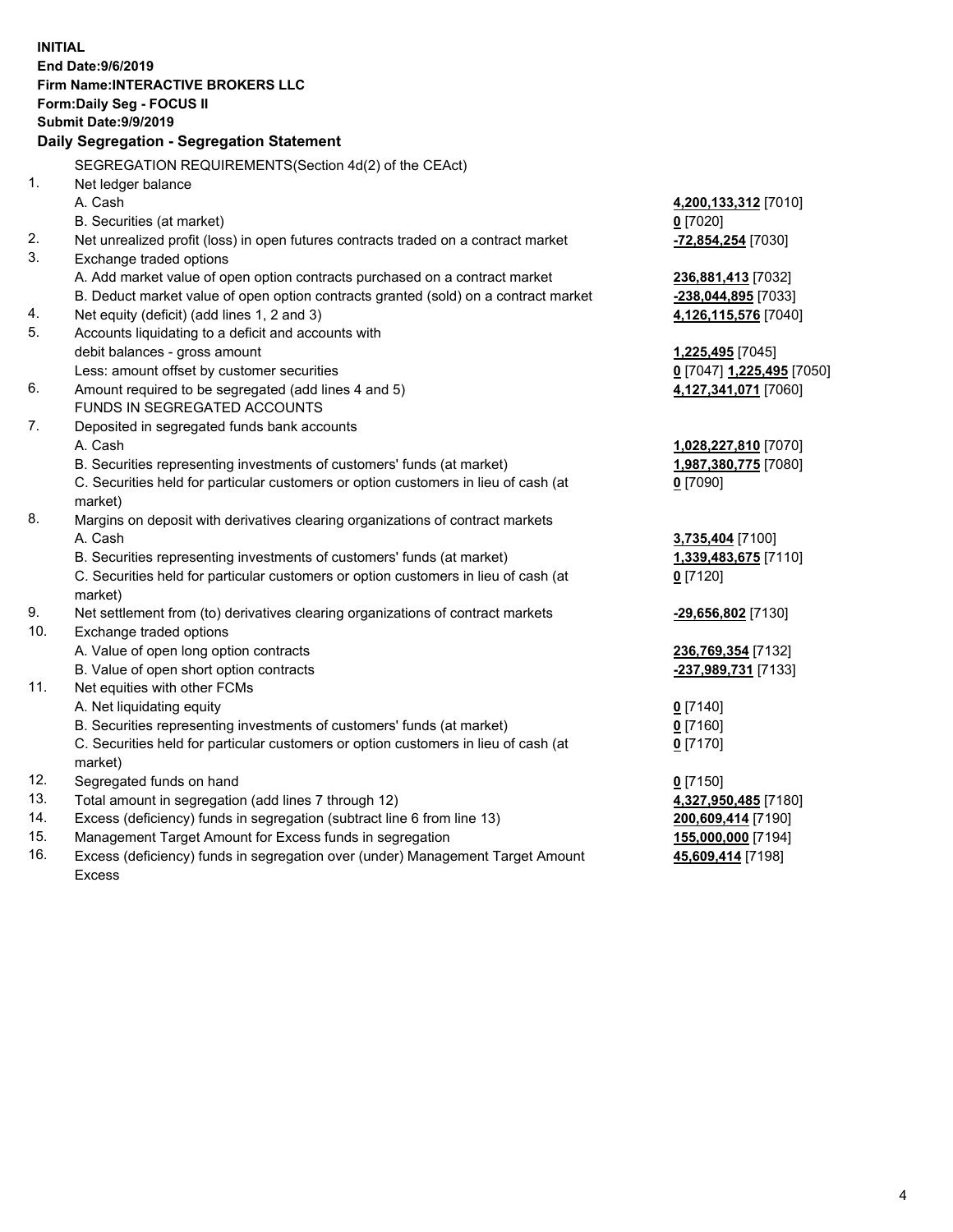**INITIAL**
**End Date:9/6/2019**
**Firm Name:INTERACTIVE BROKERS LLC**
**Form:Daily Seg - FOCUS II**
**Submit Date:9/9/2019**

**Daily Segregation - Segregation Statement**

| | | |
|---|---|---|
| | SEGREGATION REQUIREMENTS(Section 4d(2) of the CEAct) | |
| 1. | Net ledger balance | |
| | A. Cash | **4,200,133,312** [7010] |
| | B. Securities (at market) | **0** [7020] |
| 2. | Net unrealized profit (loss) in open futures contracts traded on a contract market | **-72,854,254** [7030] |
| 3. | Exchange traded options | |
| | A. Add market value of open option contracts purchased on a contract market | **236,881,413** [7032] |
| | B. Deduct market value of open option contracts granted (sold) on a contract market | **-238,044,895** [7033] |
| 4. | Net equity (deficit) (add lines 1, 2 and 3) | **4,126,115,576** [7040] |
| 5. | Accounts liquidating to a deficit and accounts with | |
| | debit balances - gross amount | **1,225,495** [7045] |
| | Less: amount offset by customer securities | **0** [7047] **1,225,495** [7050] |
| 6. | Amount required to be segregated (add lines 4 and 5) | **4,127,341,071** [7060] |
| | FUNDS IN SEGREGATED ACCOUNTS | |
| 7. | Deposited in segregated funds bank accounts | |
| | A. Cash | **1,028,227,810** [7070] |
| | B. Securities representing investments of customers' funds (at market) | **1,987,380,775** [7080] |
| | C. Securities held for particular customers or option customers in lieu of cash (at market) | **0** [7090] |
| 8. | Margins on deposit with derivatives clearing organizations of contract markets | |
| | A. Cash | **3,735,404** [7100] |
| | B. Securities representing investments of customers' funds (at market) | **1,339,483,675** [7110] |
| | C. Securities held for particular customers or option customers in lieu of cash (at market) | **0** [7120] |
| 9. | Net settlement from (to) derivatives clearing organizations of contract markets | **-29,656,802** [7130] |
| 10. | Exchange traded options | |
| | A. Value of open long option contracts | **236,769,354** [7132] |
| | B. Value of open short option contracts | **-237,989,731** [7133] |
| 11. | Net equities with other FCMs | |
| | A. Net liquidating equity | **0** [7140] |
| | B. Securities representing investments of customers' funds (at market) | **0** [7160] |
| | C. Securities held for particular customers or option customers in lieu of cash (at market) | **0** [7170] |
| 12. | Segregated funds on hand | **0** [7150] |
| 13. | Total amount in segregation (add lines 7 through 12) | **4,327,950,485** [7180] |
| 14. | Excess (deficiency) funds in segregation (subtract line 6 from line 13) | **200,609,414** [7190] |
| 15. | Management Target Amount for Excess funds in segregation | **155,000,000** [7194] |
| 16. | Excess (deficiency) funds in segregation over (under) Management Target Amount Excess | **45,609,414** [7198] |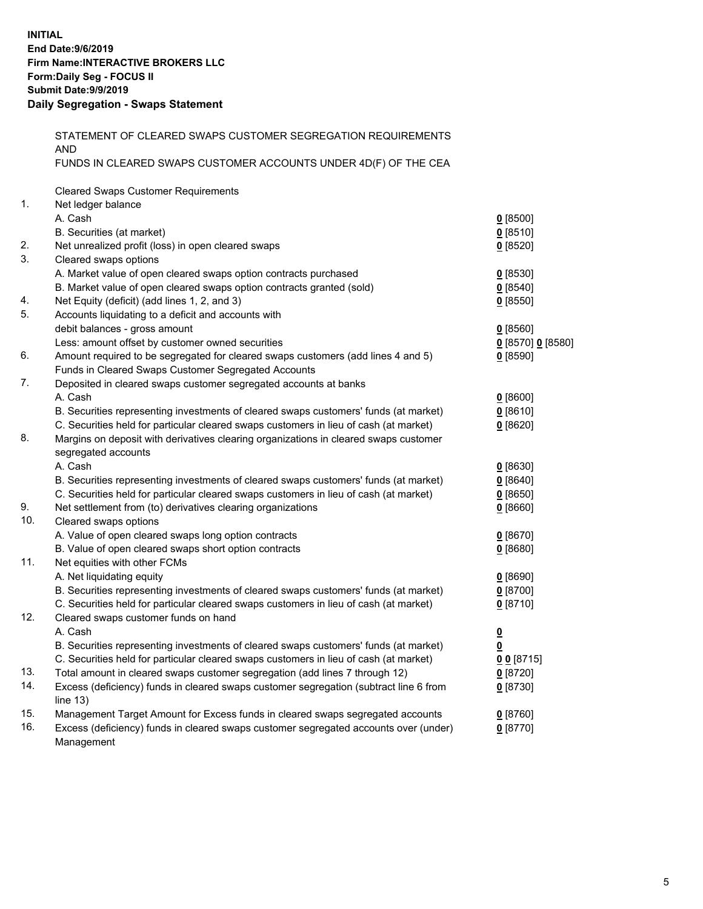**INITIAL**
**End Date:9/6/2019**
**Firm Name:INTERACTIVE BROKERS LLC**
**Form:Daily Seg - FOCUS II**
**Submit Date:9/9/2019**
**Daily Segregation - Swaps Statement**

STATEMENT OF CLEARED SWAPS CUSTOMER SEGREGATION REQUIREMENTS AND FUNDS IN CLEARED SWAPS CUSTOMER ACCOUNTS UNDER 4D(F) OF THE CEA

| | | |
|---|---|---|
| | Cleared Swaps Customer Requirements | |
| 1. | Net ledger balance | |
| | A. Cash | 0 [8500] |
| | B. Securities (at market) | 0 [8510] |
| 2. | Net unrealized profit (loss) in open cleared swaps | 0 [8520] |
| 3. | Cleared swaps options | |
| | A. Market value of open cleared swaps option contracts purchased | 0 [8530] |
| | B. Market value of open cleared swaps option contracts granted (sold) | 0 [8540] |
| 4. | Net Equity (deficit) (add lines 1, 2, and 3) | 0 [8550] |
| 5. | Accounts liquidating to a deficit and accounts with debit balances - gross amount | 0 [8560] |
| | Less: amount offset by customer owned securities | 0 [8570] 0 [8580] |
| 6. | Amount required to be segregated for cleared swaps customers (add lines 4 and 5) | 0 [8590] |
| | Funds in Cleared Swaps Customer Segregated Accounts | |
| 7. | Deposited in cleared swaps customer segregated accounts at banks | |
| | A. Cash | 0 [8600] |
| | B. Securities representing investments of cleared swaps customers' funds (at market) | 0 [8610] |
| | C. Securities held for particular cleared swaps customers in lieu of cash (at market) | 0 [8620] |
| 8. | Margins on deposit with derivatives clearing organizations in cleared swaps customer segregated accounts | |
| | A. Cash | 0 [8630] |
| | B. Securities representing investments of cleared swaps customers' funds (at market) | 0 [8640] |
| | C. Securities held for particular cleared swaps customers in lieu of cash (at market) | 0 [8650] |
| 9. | Net settlement from (to) derivatives clearing organizations | 0 [8660] |
| 10. | Cleared swaps options | |
| | A. Value of open cleared swaps long option contracts | 0 [8670] |
| | B. Value of open cleared swaps short option contracts | 0 [8680] |
| 11. | Net equities with other FCMs | |
| | A. Net liquidating equity | 0 [8690] |
| | B. Securities representing investments of cleared swaps customers' funds (at market) | 0 [8700] |
| | C. Securities held for particular cleared swaps customers in lieu of cash (at market) | 0 [8710] |
| 12. | Cleared swaps customer funds on hand | |
| | A. Cash | 0 |
| | B. Securities representing investments of cleared swaps customers' funds (at market) | 0 |
| | C. Securities held for particular cleared swaps customers in lieu of cash (at market) | 0 0 [8715] |
| 13. | Total amount in cleared swaps customer segregation (add lines 7 through 12) | 0 [8720] |
| 14. | Excess (deficiency) funds in cleared swaps customer segregation (subtract line 6 from line 13) | 0 [8730] |
| 15. | Management Target Amount for Excess funds in cleared swaps segregated accounts | 0 [8760] |
| 16. | Excess (deficiency) funds in cleared swaps customer segregated accounts over (under) Management | 0 [8770] |